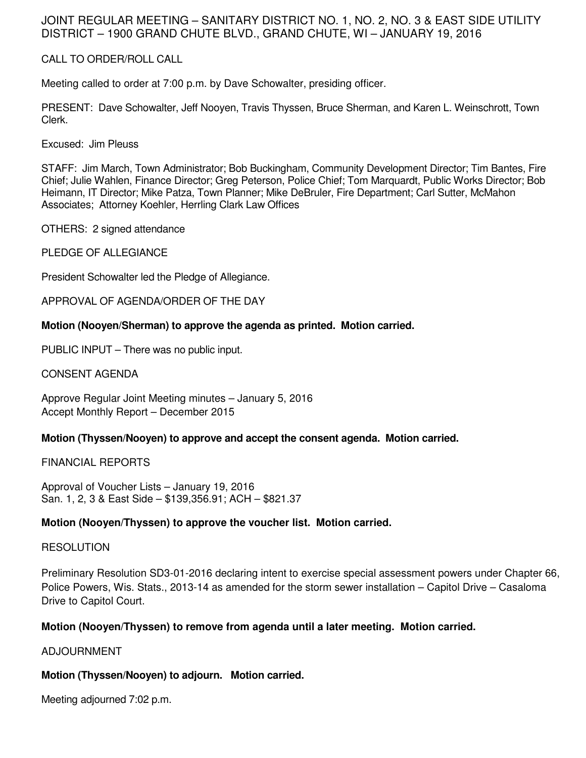# JOINT REGULAR MEETING – SANITARY DISTRICT NO. 1, NO. 2, NO. 3 & EAST SIDE UTILITY DISTRICT – 1900 GRAND CHUTE BLVD., GRAND CHUTE, WI – JANUARY 19, 2016

## CALL TO ORDER/ROLL CALL

Meeting called to order at 7:00 p.m. by Dave Schowalter, presiding officer.

PRESENT: Dave Schowalter, Jeff Nooyen, Travis Thyssen, Bruce Sherman, and Karen L. Weinschrott, Town Clerk.

Excused: Jim Pleuss

STAFF: Jim March, Town Administrator; Bob Buckingham, Community Development Director; Tim Bantes, Fire Chief; Julie Wahlen, Finance Director; Greg Peterson, Police Chief; Tom Marquardt, Public Works Director; Bob Heimann, IT Director; Mike Patza, Town Planner; Mike DeBruler, Fire Department; Carl Sutter, McMahon Associates; Attorney Koehler, Herrling Clark Law Offices

OTHERS: 2 signed attendance

## PLEDGE OF ALLEGIANCE

President Schowalter led the Pledge of Allegiance.

## APPROVAL OF AGENDA/ORDER OF THE DAY

**Motion (Nooyen/Sherman) to approve the agenda as printed. Motion carried.**

PUBLIC INPUT – There was no public input.

## CONSENT AGENDA

Approve Regular Joint Meeting minutes – January 5, 2016
Accept Monthly Report – December 2015

**Motion (Thyssen/Nooyen) to approve and accept the consent agenda. Motion carried.**

## FINANCIAL REPORTS

Approval of Voucher Lists – January 19, 2016
San. 1, 2, 3 & East Side – $139,356.91; ACH – $821.37

**Motion (Nooyen/Thyssen) to approve the voucher list. Motion carried.**

## RESOLUTION

Preliminary Resolution SD3-01-2016 declaring intent to exercise special assessment powers under Chapter 66, Police Powers, Wis. Stats., 2013-14 as amended for the storm sewer installation – Capitol Drive – Casaloma Drive to Capitol Court.

**Motion (Nooyen/Thyssen) to remove from agenda until a later meeting. Motion carried.**

## ADJOURNMENT

**Motion (Thyssen/Nooyen) to adjourn. Motion carried.**

Meeting adjourned 7:02 p.m.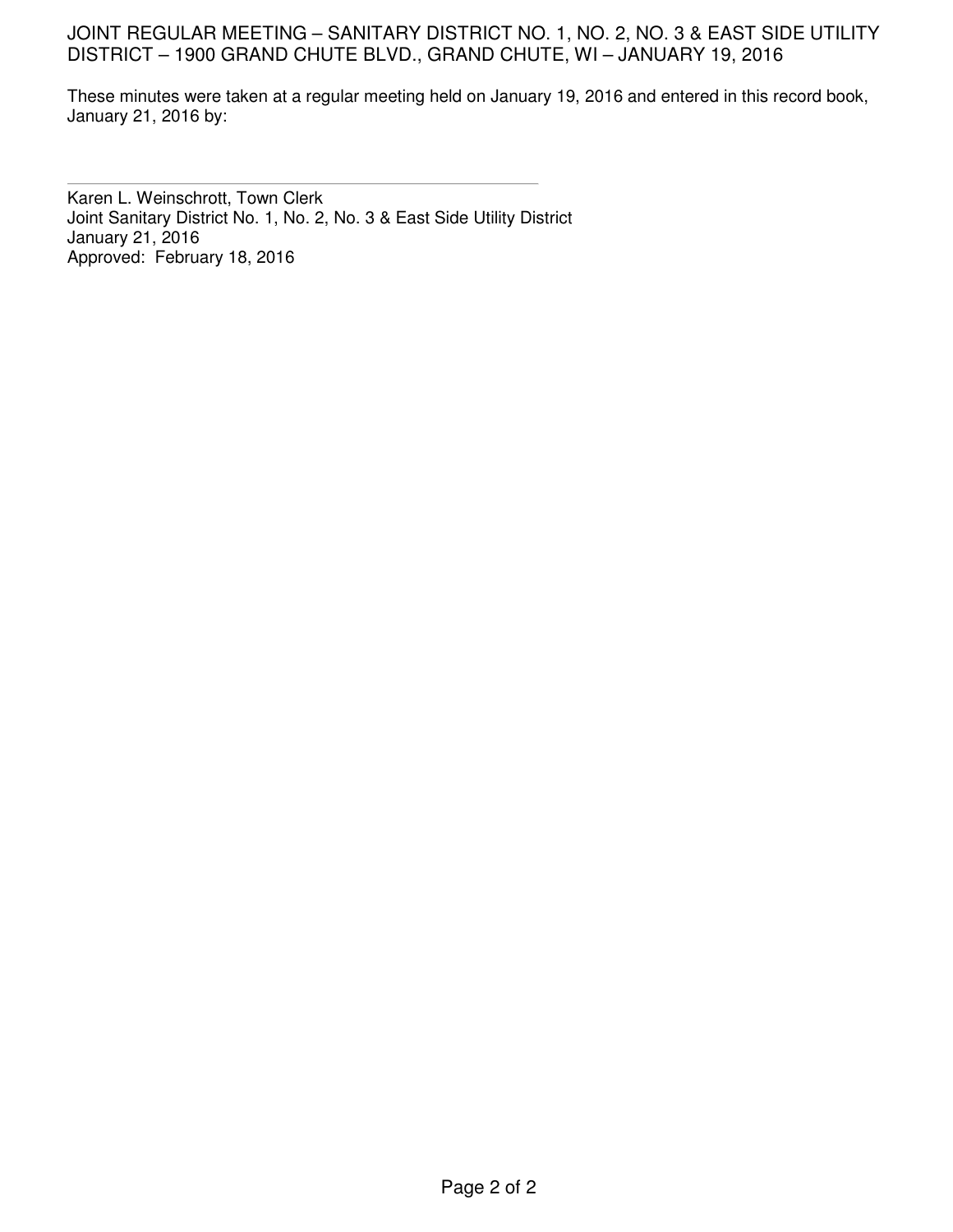JOINT REGULAR MEETING – SANITARY DISTRICT NO. 1, NO. 2, NO. 3 & EAST SIDE UTILITY DISTRICT – 1900 GRAND CHUTE BLVD., GRAND CHUTE, WI – JANUARY 19, 2016

These minutes were taken at a regular meeting held on January 19, 2016 and entered in this record book, January 21, 2016 by:

---

Karen L. Weinschrott, Town Clerk
Joint Sanitary District No. 1, No. 2, No. 3 & East Side Utility District
January 21, 2016
Approved: February 18, 2016